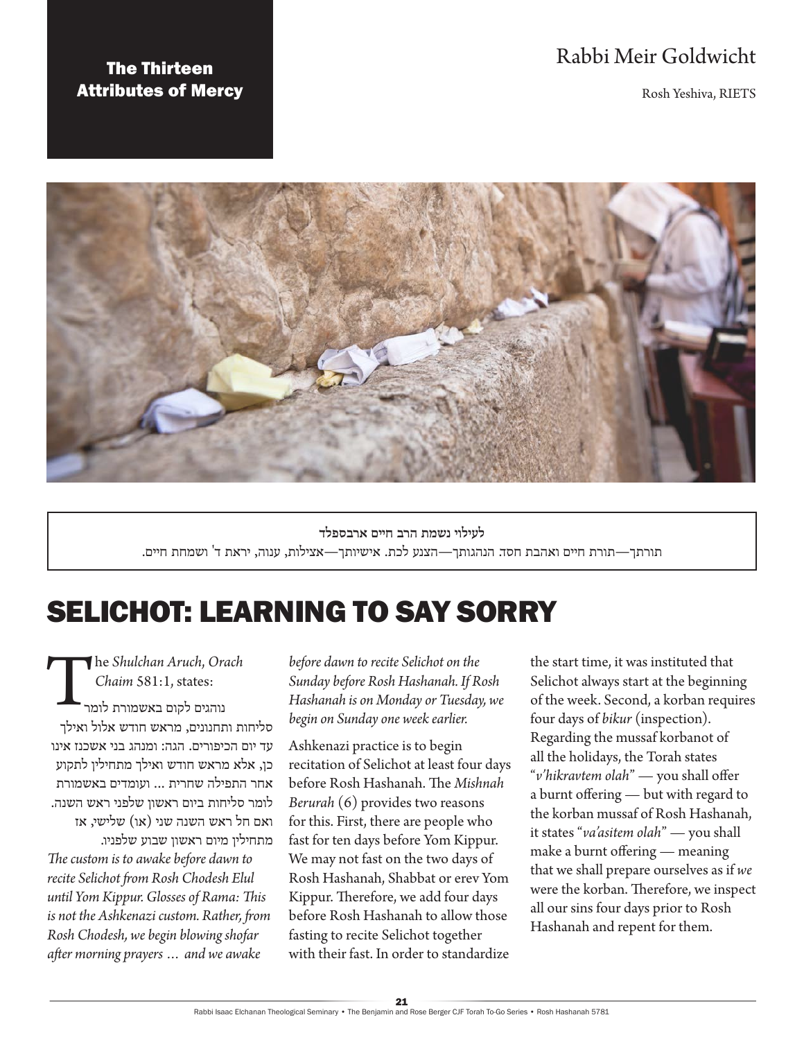**The Thirteen Attributes of Mercy**

Rabbi Meir Goldwicht

Rosh Yeshiva, RIETS

**לעילוי נשמת הרב חיים ארבספלד**

תורתך—תורת חיים ואהבת חסד. הנהגותך—הצנע לכת. אישיותך—אצילות, ענוה, יראת ד' ושמחת חיים.

# SELICHOT: LEARNING TO SAY SORRY

The *Shulchan Aruch*, *Orach Chaim* 581:1, states:

נוהגים לקום באשמורת לומר סליחות ותחנונים, מראש חודש אלול ואילך עד יום הכיפורים. הגה: ומנהג בני אשכנז אינו כן, אלא מראש חודש ואילך מתחילין לתקוע אחר התפילה שחרית ... ועומדים באשמורת לומר סליחות ביום ראשון שלפני ראש השנה. ואם חל ראש השנה שני (או) שלישי, אז מתחילין מיום ראשון שבוע שלפניו.

*The custom is to awake before dawn to recite Selichot from Rosh Chodesh Elul until Yom Kippur. Glosses of Rama: This is not the Ashkenazi custom. Rather, from Rosh Chodesh, we begin blowing shofar after morning prayers … and we awake before dawn to recite Selichot on the Sunday before Rosh Hashanah. If Rosh Hashanah is on Monday or Tuesday, we begin on Sunday one week earlier.*

Ashkenazi practice is to begin recitation of Selichot at least four days before Rosh Hashanah. The *Mishnah Berurah* (6) provides two reasons for this. First, there are people who fast for ten days before Yom Kippur. We may not fast on the two days of Rosh Hashanah, Shabbat or erev Yom Kippur. Therefore, we add four days before Rosh Hashanah to allow those fasting to recite Selichot together with their fast. In order to standardize the start time, it was instituted that Selichot always start at the beginning of the week. Second, a korban requires four days of *bikur* (inspection). Regarding the mussaf korbanot of all the holidays, the Torah states "*v'hikravtem olah*" — you shall offer a burnt offering — but with regard to the korban mussaf of Rosh Hashanah, it states "*va'asitem olah*" — you shall make a burnt offering — meaning that we shall prepare ourselves as if *we* were the korban. Therefore, we inspect all our sins four days prior to Rosh Hashanah and repent for them.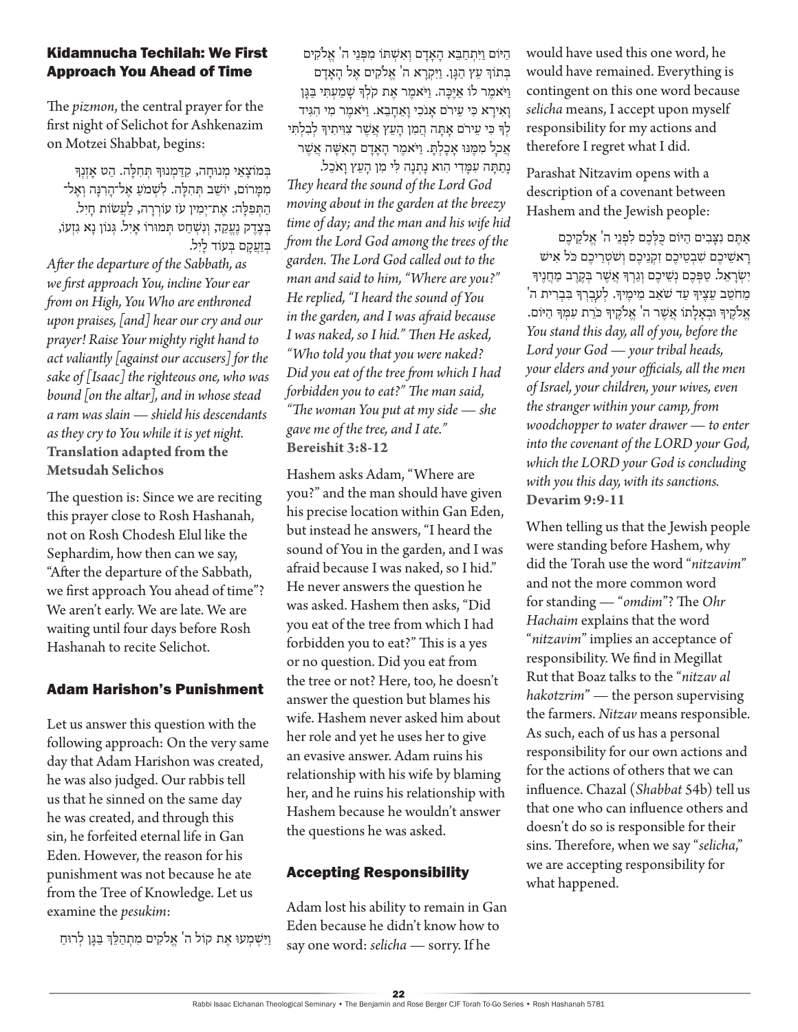## Kidamnucha Techilah: We First Approach You Ahead of Time

The *pizmon*, the central prayer for the first night of Selichot for Ashkenazim on Motzei Shabbat, begins:

בְּמוֹצָאֵי מְנוּחָה, קִדַּמְנוּךָ תְּחִלָּה. הַט אָזְנְךָ מִמָּרוֹם, יוֹשֵׁב תְּהִלָּה. לִשְׁמֹעַ אֶל־הָרִנָּה וְאֶל־הַתְּפִלָּה: אֶת־יְמִין עֹז עוֹרְרָה, לַעֲשׂוֹת חָיִל. בְּצֶדֶק נֶעֱקַד, וְנִשְׁחַט תְּמוּרוֹ אָיִל. גְּנוֹן נָא גִזְעוֹ, בְּזַעֲקָם בְּעוֹד לָיִל.

*After the departure of the Sabbath, as we first approach You, incline Your ear from on High, You Who are enthroned upon praises, [and] hear our cry and our prayer! Raise Your mighty right hand to act valiantly [against our accusers] for the sake of [Isaac] the righteous one, who was bound [on the altar], and in whose stead a ram was slain — shield his descendants as they cry to You while it is yet night.*
**Translation adapted from the Metsudah Selichos**

The question is: Since we are reciting this prayer close to Rosh Hashanah, not on Rosh Chodesh Elul like the Sephardim, how then can we say, "After the departure of the Sabbath, we first approach You ahead of time"? We aren't early. We are late. We are waiting until four days before Rosh Hashanah to recite Selichot.

## Adam Harishon's Punishment

Let us answer this question with the following approach: On the very same day that Adam Harishon was created, he was also judged. Our rabbis tell us that he sinned on the same day he was created, and through this sin, he forfeited eternal life in Gan Eden. However, the reason for his punishment was not because he ate from the Tree of Knowledge. Let us examine the *pesukim*:

וַיִּשְׁמְעוּ אֶת קוֹל ה' אֱלֹקִים מִתְהַלֵּךְ בַּגָּן לְרוּחַ הַיּוֹם וַיִּתְחַבֵּא הָאָדָם וְאִשְׁתּוֹ מִפְּנֵי ה' אֱלֹקִים בְּתוֹךְ עֵץ הַגָּן. וַיִּקְרָא ה' אֱלֹקִים אֶל הָאָדָם וַיֹּאמֶר לוֹ אַיֶּכָּה. וַיֹּאמֶר אֶת קֹלְךָ שָׁמַעְתִּי בַּגָּן וָאִירָא כִּי עֵירֹם אָנֹכִי וָאֵחָבֵא. וַיֹּאמֶר מִי הִגִּיד לְךָ כִּי עֵירֹם אָתָּה הֲמִן הָעֵץ אֲשֶׁר צִוִּיתִיךָ לְבִלְתִּי אֲכָל מִמֶּנּוּ אָכָלְתָּ. וַיֹּאמֶר הָאָדָם הָאִשָּׁה אֲשֶׁר נָתַתָּה עִמָּדִי הִוא נָתְנָה לִּי מִן הָעֵץ וָאֹכֵל.

*They heard the sound of the Lord God moving about in the garden at the breezy time of day; and the man and his wife hid from the Lord God among the trees of the garden. The Lord God called out to the man and said to him, "Where are you?" He replied, "I heard the sound of You in the garden, and I was afraid because I was naked, so I hid." Then He asked, "Who told you that you were naked? Did you eat of the tree from which I had forbidden you to eat?" The man said, "The woman You put at my side — she gave me of the tree, and I ate."*
**Bereishit 3:8-12**

Hashem asks Adam, "Where are you?" and the man should have given his precise location within Gan Eden, but instead he answers, "I heard the sound of You in the garden, and I was afraid because I was naked, so I hid." He never answers the question he was asked. Hashem then asks, "Did you eat of the tree from which I had forbidden you to eat?" This is a yes or no question. Did you eat from the tree or not? Here, too, he doesn't answer the question but blames his wife. Hashem never asked him about her role and yet he uses her to give an evasive answer. Adam ruins his relationship with his wife by blaming her, and he ruins his relationship with Hashem because he wouldn't answer the questions he was asked.

## Accepting Responsibility

Adam lost his ability to remain in Gan Eden because he didn't know how to say one word: *selicha* — sorry. If he would have used this one word, he would have remained. Everything is contingent on this one word because *selicha* means, I accept upon myself responsibility for my actions and therefore I regret what I did.

Parashat Nitzavim opens with a description of a covenant between Hashem and the Jewish people:

אַתֶּם נִצָּבִים הַיּוֹם כֻּלְּכֶם לִפְנֵי ה' אֱלֹקֵיכֶם רָאשֵׁיכֶם שִׁבְטֵיכֶם זִקְנֵיכֶם וְשֹׁטְרֵיכֶם כֹּל אִישׁ יִשְׂרָאֵל. טַפְּכֶם נְשֵׁיכֶם וְגֵרְךָ אֲשֶׁר בְּקֶרֶב מַחֲנֶיךָ מֵחֹטֵב עֵצֶיךָ עַד שֹׁאֵב מֵימֶיךָ. לְעָבְרְךָ בִּבְרִית ה' אֱלֹקֶיךָ וּבְאָלָתוֹ אֲשֶׁר ה' אֱלֹקֶיךָ כֹּרֵת עִמְּךָ הַיּוֹם.

*You stand this day, all of you, before the Lord your God — your tribal heads, your elders and your officials, all the men of Israel, your children, your wives, even the stranger within your camp, from woodchopper to water drawer — to enter into the covenant of the LORD your God, which the LORD your God is concluding with you this day, with its sanctions.*
**Devarim 9:9-11**

When telling us that the Jewish people were standing before Hashem, why did the Torah use the word "*nitzavim*" and not the more common word for standing — "*omdim*"? The *Ohr Hachaim* explains that the word "*nitzavim*" implies an acceptance of responsibility. We find in Megillat Rut that Boaz talks to the "*nitzav al hakotzrim*" — the person supervising the farmers. *Nitzav* means responsible. As such, each of us has a personal responsibility for our own actions and for the actions of others that we can influence. Chazal (*Shabbat* 54b) tell us that one who can influence others and doesn't do so is responsible for their sins. Therefore, when we say "*selicha*," we are accepting responsibility for what happened.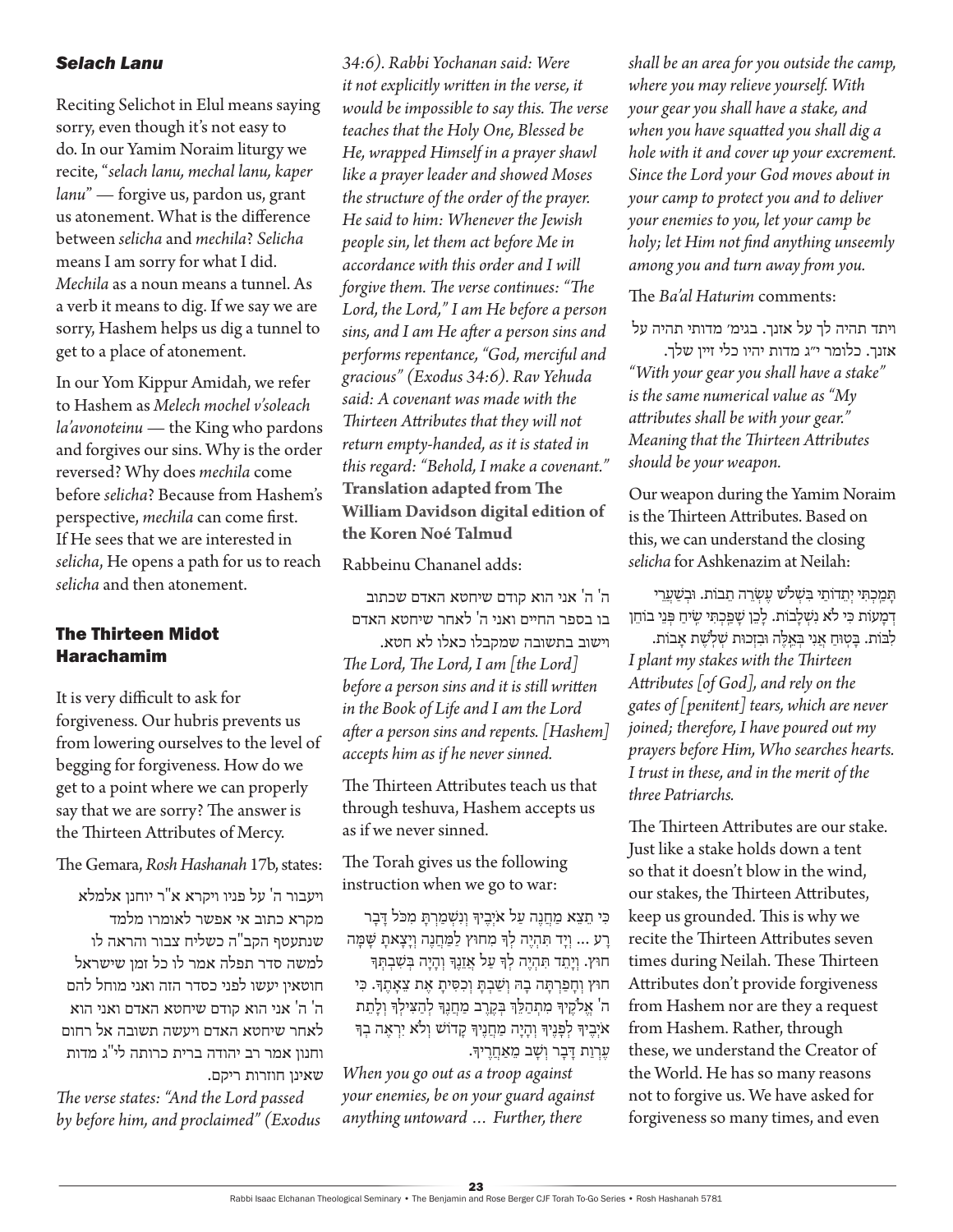### *Selach Lanu*

Reciting Selichot in Elul means saying sorry, even though it's not easy to do. In our Yamim Noraim liturgy we recite, "*selach lanu, mechal lanu, kaper lanu*" — forgive us, pardon us, grant us atonement. What is the difference between *selicha* and *mechila*? *Selicha* means I am sorry for what I did. *Mechila* as a noun means a tunnel. As a verb it means to dig. If we say we are sorry, Hashem helps us dig a tunnel to get to a place of atonement.

In our Yom Kippur Amidah, we refer to Hashem as *Melech mochel v'soleach la'avonoteinu* — the King who pardons and forgives our sins. Why is the order reversed? Why does *mechila* come before *selicha*? Because from Hashem's perspective, *mechila* can come first. If He sees that we are interested in *selicha*, He opens a path for us to reach *selicha* and then atonement.

## The Thirteen Midot Harachamim

It is very difficult to ask for forgiveness. Our hubris prevents us from lowering ourselves to the level of begging for forgiveness. How do we get to a point where we can properly say that we are sorry? The answer is the Thirteen Attributes of Mercy.

The Gemara, *Rosh Hashanah* 17b, states:

ויעבור ה' על פניו ויקרא א"ר יוחנן אלמלא מקרא כתוב אי אפשר לאומרו מלמד שנתעטף הקב"ה כשליח צבור והראה לו למשה סדר תפלה אמר לו כל זמן שישראל חוטאין יעשו לפני כסדר הזה ואני מוחל להם ה' ה' אני הוא קודם שיחטא האדם ואני הוא לאחר שיחטא האדם ויעשה תשובה אל רחום וחנון אמר רב יהודה ברית כרותה לי"ג מדות שאינן חוזרות ריקם.

*The verse states: "And the Lord passed by before him, and proclaimed" (Exodus 34:6). Rabbi Yochanan said: Were it not explicitly written in the verse, it would be impossible to say this. The verse teaches that the Holy One, Blessed be He, wrapped Himself in a prayer shawl like a prayer leader and showed Moses the structure of the order of the prayer. He said to him: Whenever the Jewish people sin, let them act before Me in accordance with this order and I will forgive them. The verse continues: "The Lord, the Lord," I am He before a person sins, and I am He after a person sins and performs repentance, "God, merciful and gracious" (Exodus 34:6). Rav Yehuda said: A covenant was made with the Thirteen Attributes that they will not return empty-handed, as it is stated in this regard: "Behold, I make a covenant."* **Translation adapted from The William Davidson digital edition of the Koren Noé Talmud**

Rabbeinu Chananel adds:

ה' ה' אני הוא קודם שיחטא האדם שכתוב בו בספר החיים ואני ה' לאחר שיחטא האדם וישוב בתשובה שמקבלו כאלו לא חטא.

*The Lord, The Lord, I am [the Lord] before a person sins and it is still written in the Book of Life and I am the Lord after a person sins and repents. [Hashem] accepts him as if he never sinned.*

The Thirteen Attributes teach us that through teshuva, Hashem accepts us as if we never sinned.

The Torah gives us the following instruction when we go to war:

כִּי תֵצֵא מַחֲנֶה עַל אֹיְבֶיךָ וְנִשְׁמַרְתָּ מִכֹּל דָּבָר רָע ... וְיָד תִּהְיֶה לְךָ מִחוּץ לַמַּחֲנֶה וְיָצָאתָ שָּׁמָּה חוּץ. וְיָתֵד תִּהְיֶה לְךָ עַל אֲזֵנֶךָ וְהָיָה בְּשִׁבְתְּךָ חוּץ וְחָפַרְתָּה בָהּ וְשַׁבְתָּ וְכִסִּיתָ אֶת צֵאָתֶךָ. כִּי ה' אֱלֹקֶיךָ מִתְהַלֵּךְ בְּקֶרֶב מַחֲנֶךָ לְהַצִּילְךָ וְלָתֵת אֹיְבֶיךָ לְפָנֶיךָ וְהָיָה מַחֲנֶיךָ קָדוֹשׁ וְלֹא יִרְאֶה בְךָ עֶרְוַת דָּבָר וְשָׁב מֵאַחֲרֶיךָ.

*When you go out as a troop against your enemies, be on your guard against anything untoward … Further, there shall be an area for you outside the camp, where you may relieve yourself. With your gear you shall have a stake, and when you have squatted you shall dig a hole with it and cover up your excrement. Since the Lord your God moves about in your camp to protect you and to deliver your enemies to you, let your camp be holy; let Him not find anything unseemly among you and turn away from you.*

The *Ba'al Haturim* comments:

ויתד תהיה לך על אזנך. בגימ' מדותי תהיה על אזנך. כלומר י"ג מדות יהיו כלי זיין שלך.

*"With your gear you shall have a stake" is the same numerical value as "My attributes shall be with your gear." Meaning that the Thirteen Attributes should be your weapon.*

Our weapon during the Yamim Noraim is the Thirteen Attributes. Based on this, we can understand the closing *selicha* for Ashkenazim at Neilah:

תָּמַכְתִּי יְתֵדוֹתַי בִּשְׁלֹשׁ עֶשְׂרֵה תֵבוֹת. וּבְשַׁעֲרֵי דְמָעוֹת כִּי לֹא נִשְׁלָבוֹת. לָכֵן שָׁפַכְתִּי שִׂיחַ פְּנֵי בוֹחֵן לִבּוֹת. בָּטוּחַ אֲנִי בְּאֵלֶּה וּבִזְכוּת שְׁלֹשֶׁת אָבוֹת.

*I plant my stakes with the Thirteen Attributes [of God], and rely on the gates of [penitent] tears, which are never joined; therefore, I have poured out my prayers before Him, Who searches hearts. I trust in these, and in the merit of the three Patriarchs.*

The Thirteen Attributes are our stake. Just like a stake holds down a tent so that it doesn't blow in the wind, our stakes, the Thirteen Attributes, keep us grounded. This is why we recite the Thirteen Attributes seven times during Neilah. These Thirteen Attributes don't provide forgiveness from Hashem nor are they a request from Hashem. Rather, through these, we understand the Creator of the World. He has so many reasons not to forgive us. We have asked for forgiveness so many times, and even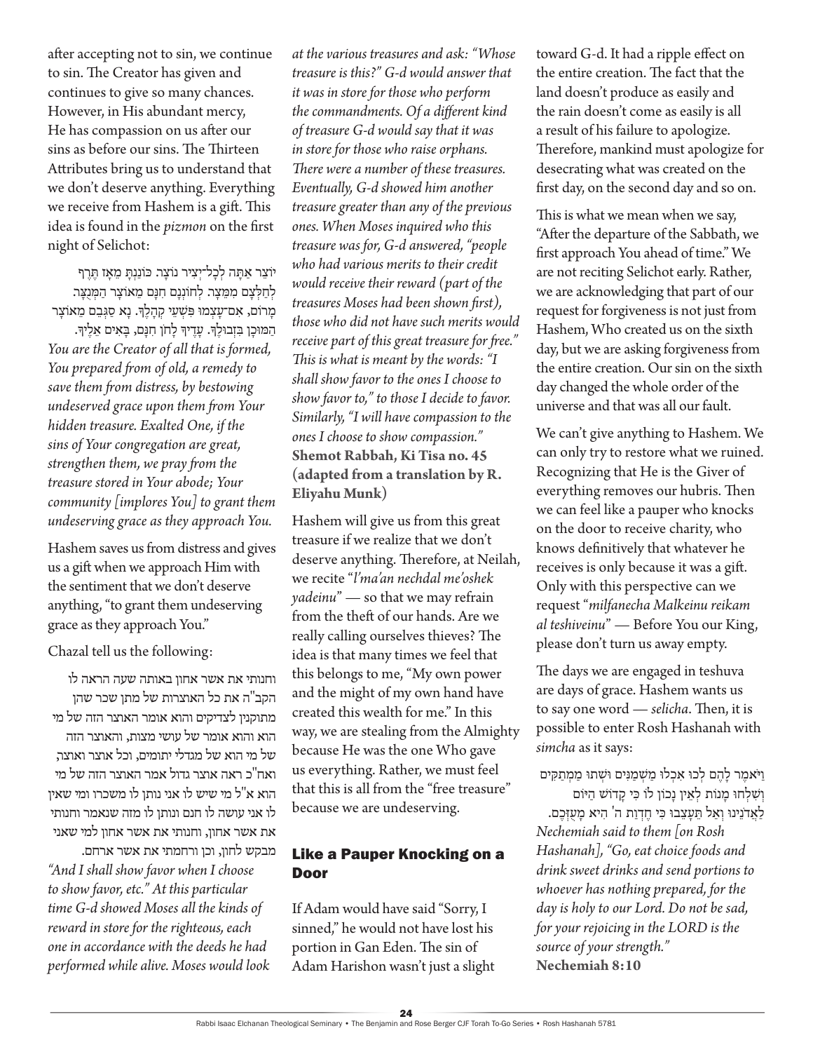after accepting not to sin, we continue to sin. The Creator has given and continues to give so many chances. However, in His abundant mercy, He has compassion on us after our sins as before our sins. The Thirteen Attributes bring us to understand that we don't deserve anything. Everything we receive from Hashem is a gift. This idea is found in the *pizmon* on the first night of Selichot:

יוֹצֵר אַתָּה לְכָל־יְצִיר נוֹצָר. כּוֹנַנְתָּ מֵאָז תֶּרֶף לְחַלְּצָם מִמֵּצָר. לְחוֹנְנָם חִנָּם מֵאוֹצָר הַמְּנֻצָּר. מָרוֹם, אִם־עָצְמוּ פִּשְׁעֵי קְהָלֶךָ. נָא סַגְּבֵם מֵאוֹצָר הַמּוּכָן בִּזְבוּלֶךָ. עֲדֵיךָ לָחֹן חִנָּם, בָּאִים אֵלֶיךָ.

*You are the Creator of all that is formed, You prepared from of old, a remedy to save them from distress, by bestowing undeserved grace upon them from Your hidden treasure. Exalted One, if the sins of Your congregation are great, strengthen them, we pray from the treasure stored in Your abode; Your community [implores You] to grant them undeserving grace as they approach You.*

Hashem saves us from distress and gives us a gift when we approach Him with the sentiment that we don't deserve anything, "to grant them undeserving grace as they approach You."

Chazal tell us the following:

וחנותי את אשר אחון באותה שעה הראה לו הקב"ה את כל האוצרות של מתן שכר שהן מתוקנין לצדיקים והוא אומר האוצר הזה של מי הוא והוא אומר של עושי מצות, והאוצר הזה של מי הוא של מגדלי יתומים, וכל אוצר ואוצר, ואח"כ ראה אוצר גדול אמר האוצר הזה של מי הוא א"ל מי שיש לו אני נותן לו משכרו ומי שאין לו אני עושה לו חנם ונותן לו מזה שנאמר וחנותי את אשר אחון, וחנותי את אשר אחון למי שאני מבקש לחון, וכן ורחמתי את אשר ארחם.

*"And I shall show favor when I choose to show favor, etc." At this particular time G-d showed Moses all the kinds of reward in store for the righteous, each one in accordance with the deeds he had performed while alive. Moses would look at the various treasures and ask: "Whose treasure is this?" G-d would answer that it was in store for those who perform the commandments. Of a different kind of treasure G-d would say that it was in store for those who raise orphans. There were a number of these treasures. Eventually, G-d showed him another treasure greater than any of the previous ones. When Moses inquired who this treasure was for, G-d answered, "people who had various merits to their credit would receive their reward (part of the treasures Moses had been shown first), those who did not have such merits would receive part of this great treasure for free." This is what is meant by the words: "I shall show favor to the ones I choose to show favor to," to those I decide to favor. Similarly, "I will have compassion to the ones I choose to show compassion."*
**Shemot Rabbah, Ki Tisa no. 45 (adapted from a translation by R. Eliyahu Munk)**

Hashem will give us from this great treasure if we realize that we don't deserve anything. Therefore, at Neilah, we recite "*l'ma'an nechdal me'oshek yadeinu*" — so that we may refrain from the theft of our hands. Are we really calling ourselves thieves? The idea is that many times we feel that this belongs to me, "My own power and the might of my own hand have created this wealth for me." In this way, we are stealing from the Almighty because He was the one Who gave us everything. Rather, we must feel that this is all from the "free treasure" because we are undeserving.

## Like a Pauper Knocking on a Door

If Adam would have said "Sorry, I sinned," he would not have lost his portion in Gan Eden. The sin of Adam Harishon wasn't just a slight toward G-d. It had a ripple effect on the entire creation. The fact that the land doesn't produce as easily and the rain doesn't come as easily is all a result of his failure to apologize. Therefore, mankind must apologize for desecrating what was created on the first day, on the second day and so on.

This is what we mean when we say, "After the departure of the Sabbath, we first approach You ahead of time." We are not reciting Selichot early. Rather, we are acknowledging that part of our request for forgiveness is not just from Hashem, Who created us on the sixth day, but we are asking forgiveness from the entire creation. Our sin on the sixth day changed the whole order of the universe and that was all our fault.

We can't give anything to Hashem. We can only try to restore what we ruined. Recognizing that He is the Giver of everything removes our hubris. Then we can feel like a pauper who knocks on the door to receive charity, who knows definitively that whatever he receives is only because it was a gift. Only with this perspective can we request "*milfanecha Malkeinu reikam al teshiveinu*" — Before You our King, please don't turn us away empty.

The days we are engaged in teshuva are days of grace. Hashem wants us to say one word — *selicha*. Then, it is possible to enter Rosh Hashanah with *simcha* as it says:

וַיֹּאמֶר לָהֶם לְכוּ אִכְלוּ מַשְׁמַנִּים וּשְׁתוּ מַמְתַקִּים וְשִׁלְחוּ מָנוֹת לְאֵין נָכוֹן לוֹ כִּי קָדוֹשׁ הַיּוֹם לַאֲדֹנֵינוּ וְאַל תֵּעָצֵבוּ כִּי חֶדְוַת ה' הִיא מָעֻזְּכֶם.

*Nechemiah said to them [on Rosh Hashanah], "Go, eat choice foods and drink sweet drinks and send portions to whoever has nothing prepared, for the day is holy to our Lord. Do not be sad, for your rejoicing in the LORD is the source of your strength."*
**Nechemiah 8:10**